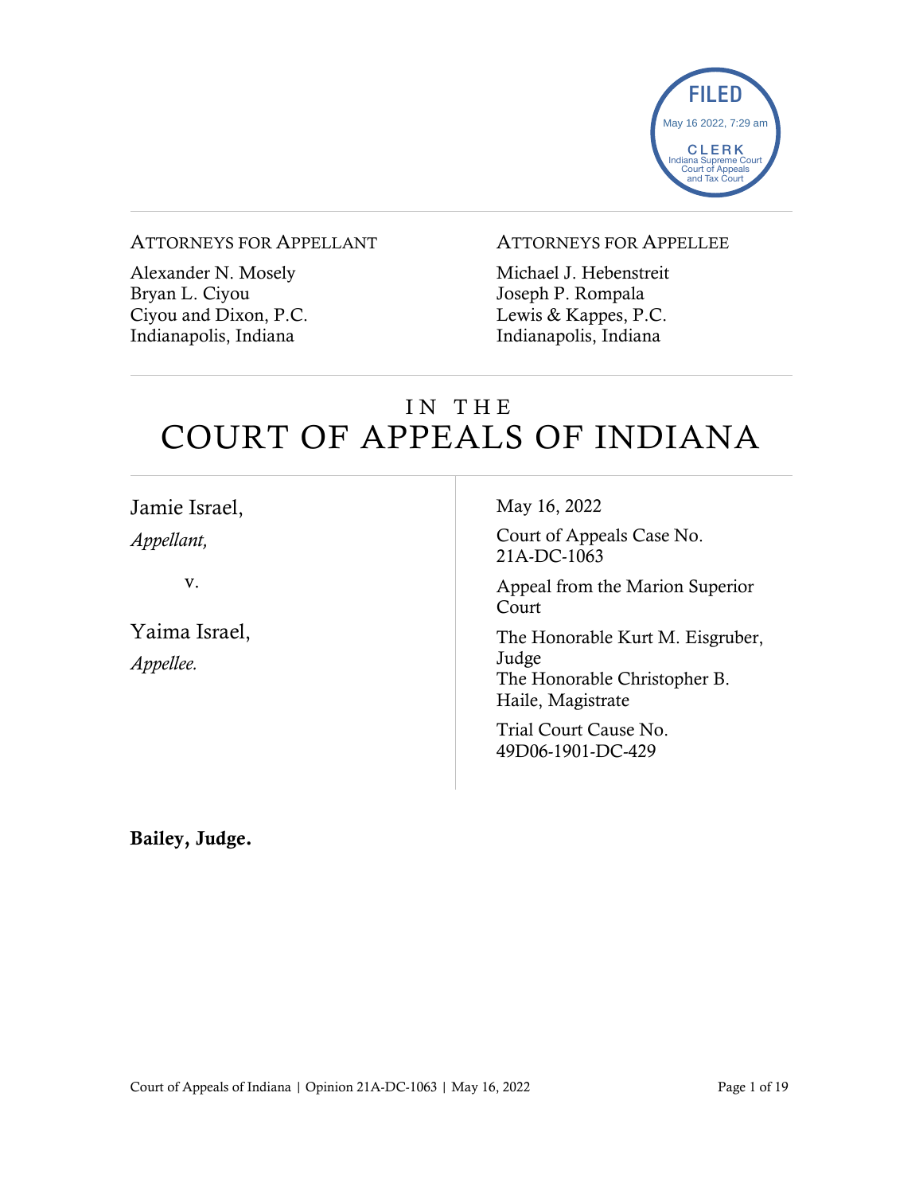FILED
May 16 2022, 7:29 am
CLERK
Indiana Supreme Court
Court of Appeals
and Tax Court

ATTORNEYS FOR APPELLANT

Alexander N. Mosely
Bryan L. Ciyou
Ciyou and Dixon, P.C.
Indianapolis, Indiana

ATTORNEYS FOR APPELLEE

Michael J. Hebenstreit
Joseph P. Rompala
Lewis & Kappes, P.C.
Indianapolis, Indiana

# IN THE COURT OF APPEALS OF INDIANA

Jamie Israel,
*Appellant,*

v.

Yaima Israel,
*Appellee.*

May 16, 2022

Court of Appeals Case No. 21A-DC-1063

Appeal from the Marion Superior Court

The Honorable Kurt M. Eisgruber, Judge
The Honorable Christopher B. Haile, Magistrate

Trial Court Cause No. 49D06-1901-DC-429

**Bailey, Judge.**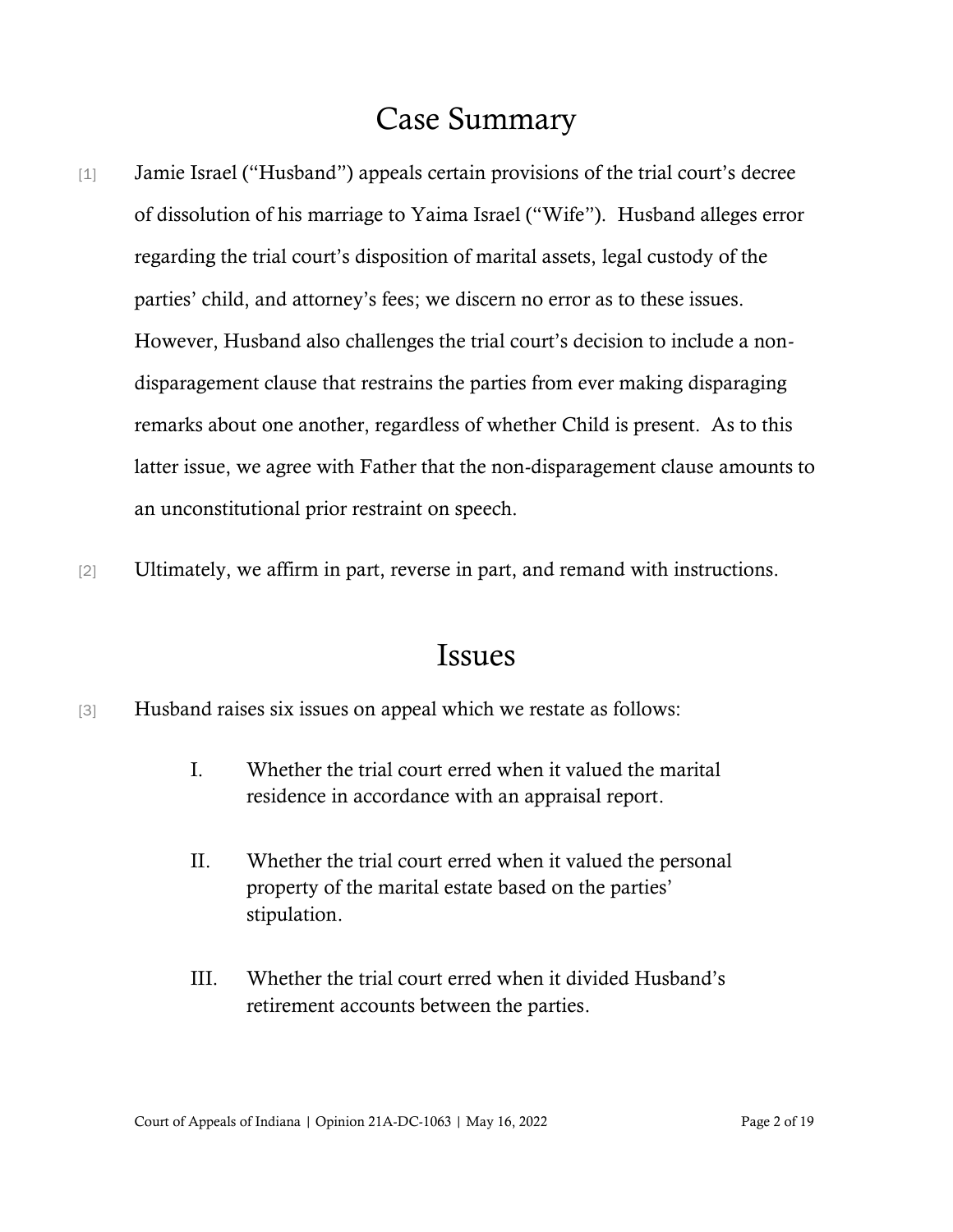# Case Summary

[1] Jamie Israel ("Husband") appeals certain provisions of the trial court's decree of dissolution of his marriage to Yaima Israel ("Wife"). Husband alleges error regarding the trial court's disposition of marital assets, legal custody of the parties' child, and attorney's fees; we discern no error as to these issues. However, Husband also challenges the trial court's decision to include a non-disparagement clause that restrains the parties from ever making disparaging remarks about one another, regardless of whether Child is present. As to this latter issue, we agree with Father that the non-disparagement clause amounts to an unconstitutional prior restraint on speech.

[2] Ultimately, we affirm in part, reverse in part, and remand with instructions.

# Issues

[3] Husband raises six issues on appeal which we restate as follows:

> I. Whether the trial court erred when it valued the marital residence in accordance with an appraisal report.
>
> II. Whether the trial court erred when it valued the personal property of the marital estate based on the parties' stipulation.
>
> III. Whether the trial court erred when it divided Husband's retirement accounts between the parties.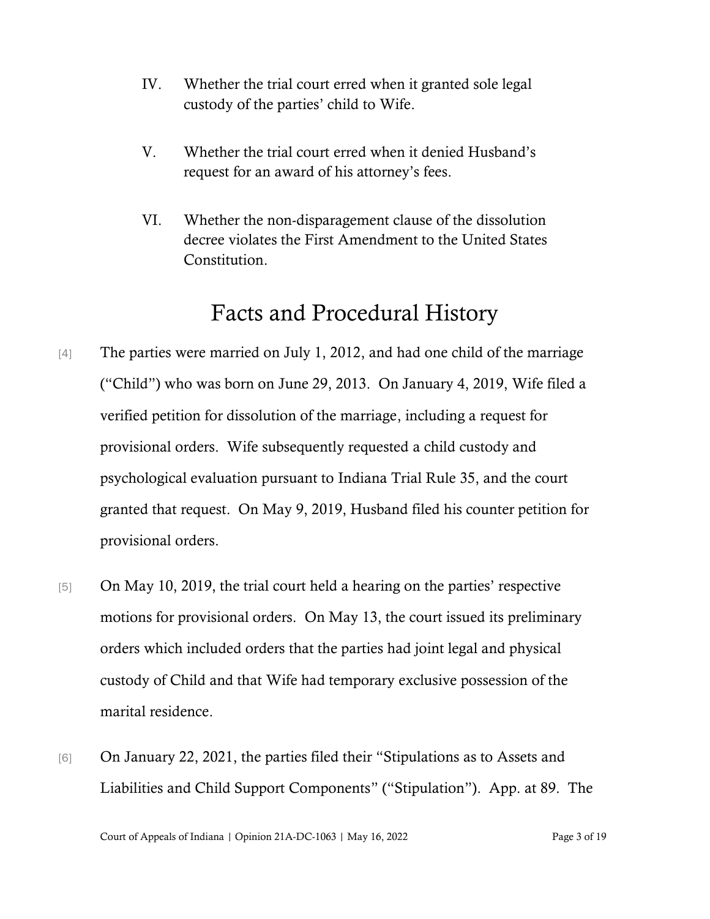IV. Whether the trial court erred when it granted sole legal custody of the parties' child to Wife.

V. Whether the trial court erred when it denied Husband's request for an award of his attorney's fees.

VI. Whether the non-disparagement clause of the dissolution decree violates the First Amendment to the United States Constitution.

# Facts and Procedural History

[4] The parties were married on July 1, 2012, and had one child of the marriage ("Child") who was born on June 29, 2013. On January 4, 2019, Wife filed a verified petition for dissolution of the marriage, including a request for provisional orders. Wife subsequently requested a child custody and psychological evaluation pursuant to Indiana Trial Rule 35, and the court granted that request. On May 9, 2019, Husband filed his counter petition for provisional orders.

[5] On May 10, 2019, the trial court held a hearing on the parties' respective motions for provisional orders. On May 13, the court issued its preliminary orders which included orders that the parties had joint legal and physical custody of Child and that Wife had temporary exclusive possession of the marital residence.

[6] On January 22, 2021, the parties filed their "Stipulations as to Assets and Liabilities and Child Support Components" ("Stipulation"). App. at 89. The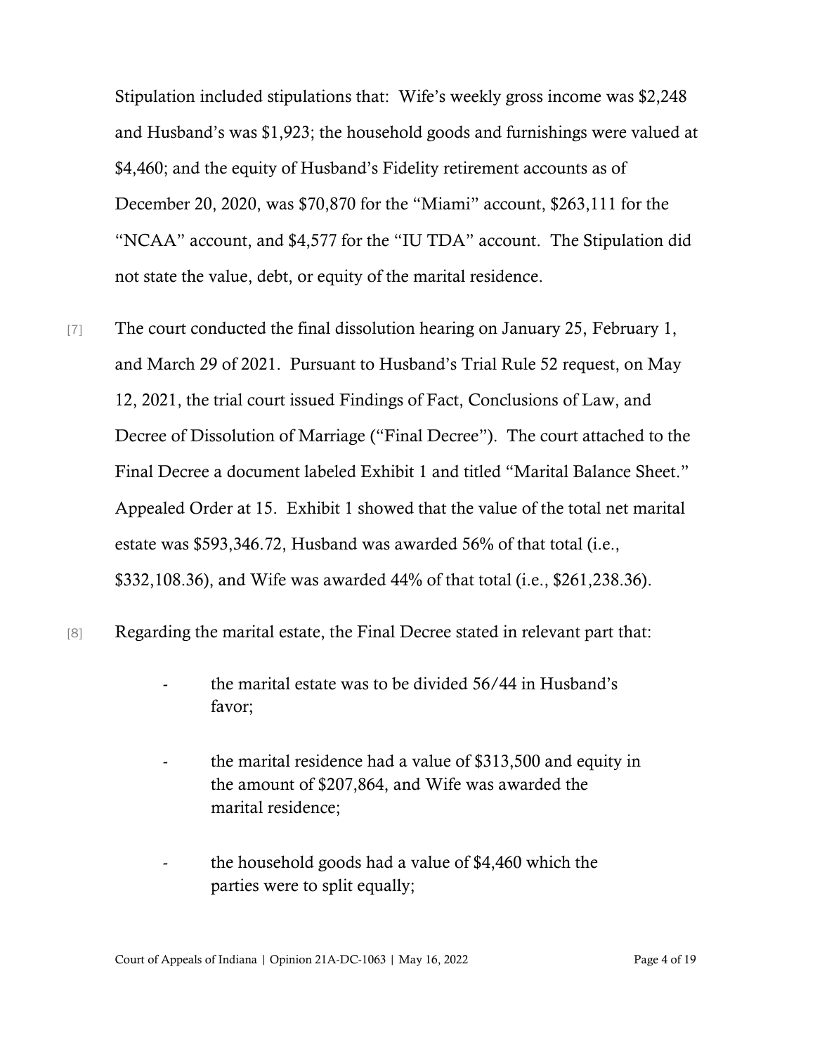Stipulation included stipulations that: Wife's weekly gross income was $2,248 and Husband's was $1,923; the household goods and furnishings were valued at $4,460; and the equity of Husband's Fidelity retirement accounts as of December 20, 2020, was $70,870 for the "Miami" account, $263,111 for the "NCAA" account, and $4,577 for the "IU TDA" account. The Stipulation did not state the value, debt, or equity of the marital residence.

[7] The court conducted the final dissolution hearing on January 25, February 1, and March 29 of 2021. Pursuant to Husband's Trial Rule 52 request, on May 12, 2021, the trial court issued Findings of Fact, Conclusions of Law, and Decree of Dissolution of Marriage ("Final Decree"). The court attached to the Final Decree a document labeled Exhibit 1 and titled "Marital Balance Sheet." Appealed Order at 15. Exhibit 1 showed that the value of the total net marital estate was $593,346.72, Husband was awarded 56% of that total (i.e., $332,108.36), and Wife was awarded 44% of that total (i.e., $261,238.36).

[8] Regarding the marital estate, the Final Decree stated in relevant part that:

- the marital estate was to be divided 56/44 in Husband's favor;
- the marital residence had a value of $313,500 and equity in the amount of $207,864, and Wife was awarded the marital residence;
- the household goods had a value of $4,460 which the parties were to split equally;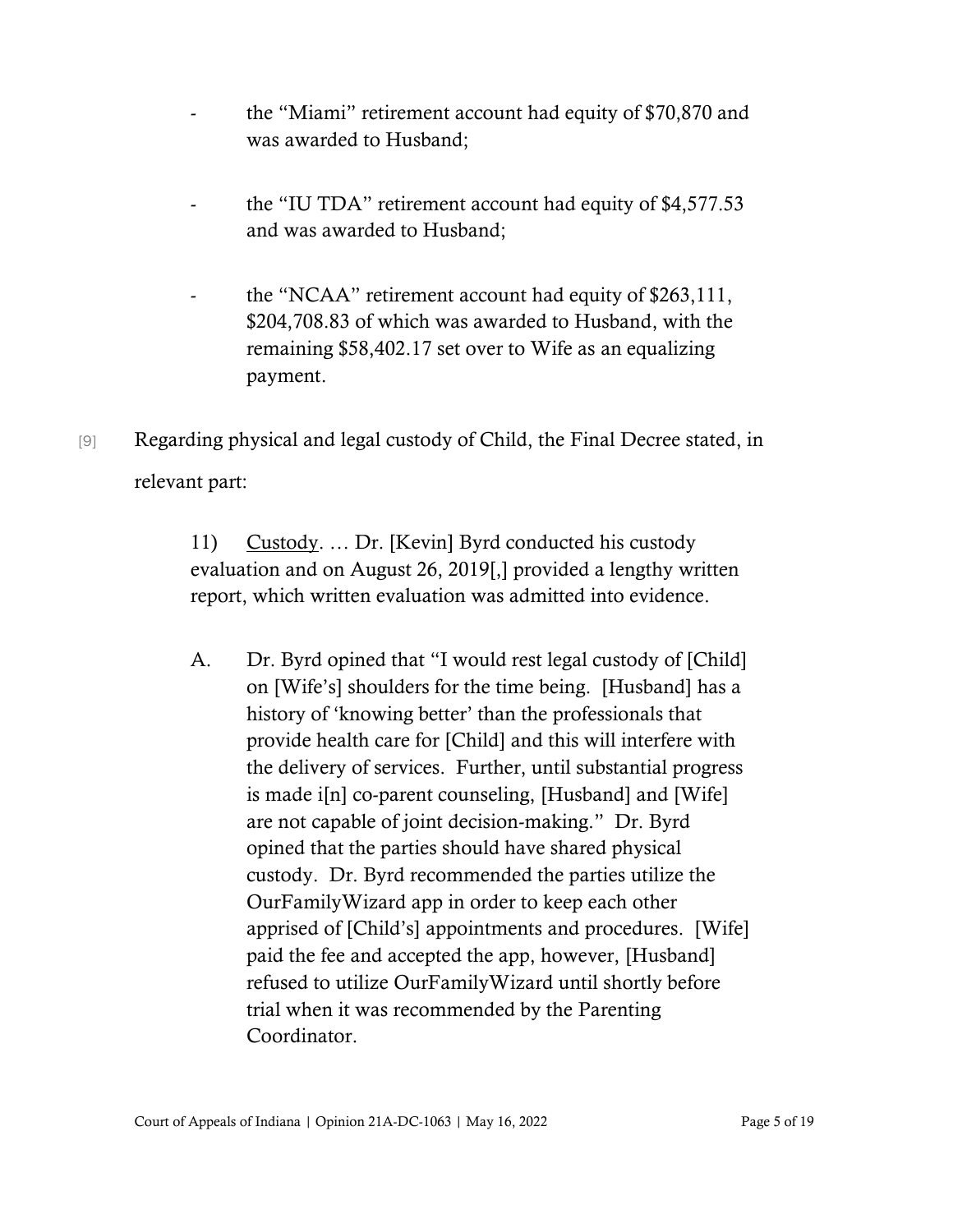- the "Miami" retirement account had equity of $70,870 and was awarded to Husband;

- the "IU TDA" retirement account had equity of $4,577.53 and was awarded to Husband;

- the "NCAA" retirement account had equity of $263,111, $204,708.83 of which was awarded to Husband, with the remaining $58,402.17 set over to Wife as an equalizing payment.

[9] Regarding physical and legal custody of Child, the Final Decree stated, in relevant part:

> 11) Custody. … Dr. [Kevin] Byrd conducted his custody evaluation and on August 26, 2019[,] provided a lengthy written report, which written evaluation was admitted into evidence.
>
> A. Dr. Byrd opined that "I would rest legal custody of [Child] on [Wife's] shoulders for the time being. [Husband] has a history of 'knowing better' than the professionals that provide health care for [Child] and this will interfere with the delivery of services. Further, until substantial progress is made i[n] co-parent counseling, [Husband] and [Wife] are not capable of joint decision-making." Dr. Byrd opined that the parties should have shared physical custody. Dr. Byrd recommended the parties utilize the OurFamilyWizard app in order to keep each other apprised of [Child's] appointments and procedures. [Wife] paid the fee and accepted the app, however, [Husband] refused to utilize OurFamilyWizard until shortly before trial when it was recommended by the Parenting Coordinator.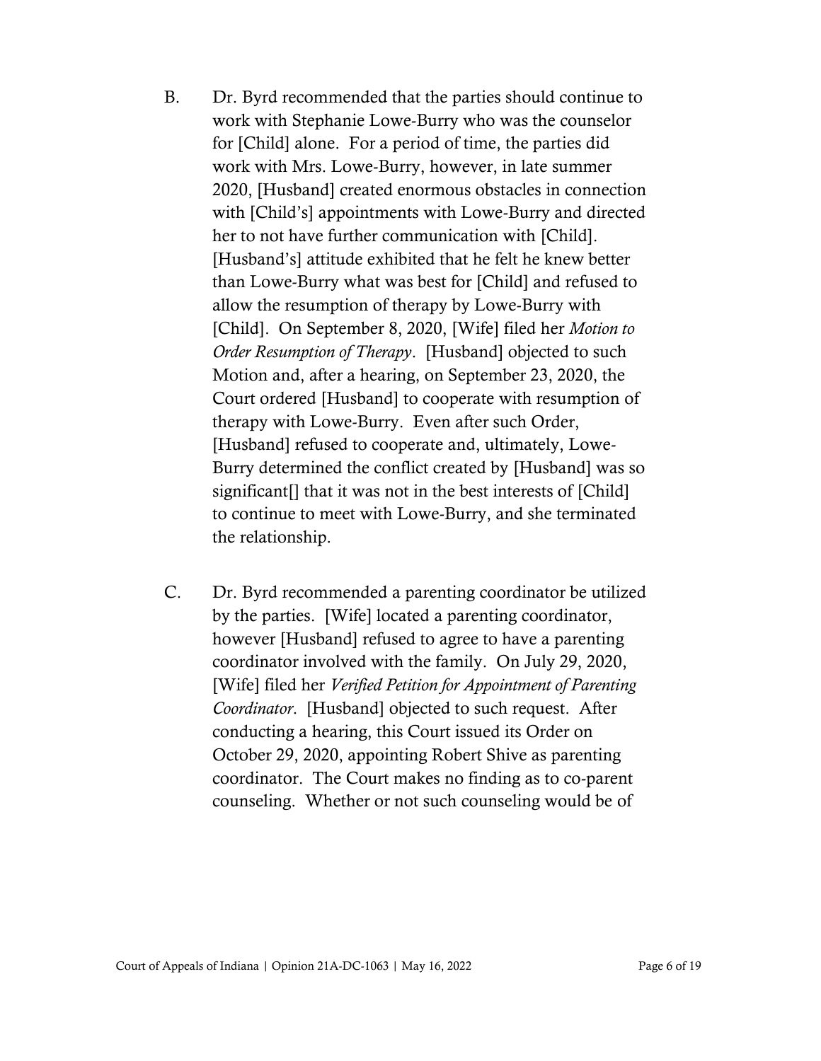B. Dr. Byrd recommended that the parties should continue to work with Stephanie Lowe-Burry who was the counselor for [Child] alone. For a period of time, the parties did work with Mrs. Lowe-Burry, however, in late summer 2020, [Husband] created enormous obstacles in connection with [Child's] appointments with Lowe-Burry and directed her to not have further communication with [Child]. [Husband's] attitude exhibited that he felt he knew better than Lowe-Burry what was best for [Child] and refused to allow the resumption of therapy by Lowe-Burry with [Child]. On September 8, 2020, [Wife] filed her *Motion to Order Resumption of Therapy*. [Husband] objected to such Motion and, after a hearing, on September 23, 2020, the Court ordered [Husband] to cooperate with resumption of therapy with Lowe-Burry. Even after such Order, [Husband] refused to cooperate and, ultimately, Lowe-Burry determined the conflict created by [Husband] was so significant[] that it was not in the best interests of [Child] to continue to meet with Lowe-Burry, and she terminated the relationship.

C. Dr. Byrd recommended a parenting coordinator be utilized by the parties. [Wife] located a parenting coordinator, however [Husband] refused to agree to have a parenting coordinator involved with the family. On July 29, 2020, [Wife] filed her *Verified Petition for Appointment of Parenting Coordinator*. [Husband] objected to such request. After conducting a hearing, this Court issued its Order on October 29, 2020, appointing Robert Shive as parenting coordinator. The Court makes no finding as to co-parent counseling. Whether or not such counseling would be of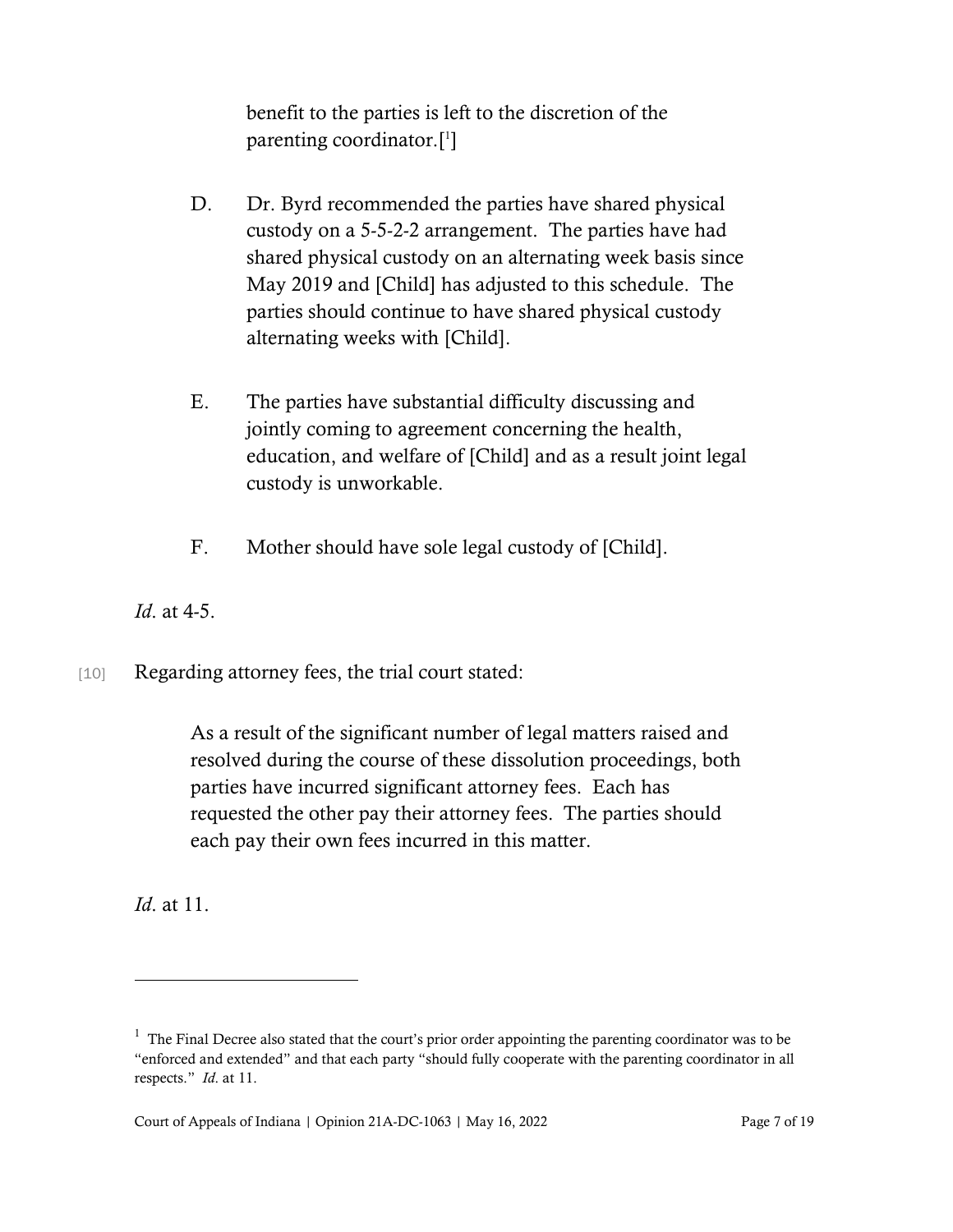> benefit to the parties is left to the discretion of the parenting coordinator.[1]
>
> D. Dr. Byrd recommended the parties have shared physical custody on a 5-5-2-2 arrangement. The parties have had shared physical custody on an alternating week basis since May 2019 and [Child] has adjusted to this schedule. The parties should continue to have shared physical custody alternating weeks with [Child].
>
> E. The parties have substantial difficulty discussing and jointly coming to agreement concerning the health, education, and welfare of [Child] and as a result joint legal custody is unworkable.
>
> F. Mother should have sole legal custody of [Child].

*Id*. at 4-5.

[10] Regarding attorney fees, the trial court stated:

> As a result of the significant number of legal matters raised and resolved during the course of these dissolution proceedings, both parties have incurred significant attorney fees. Each has requested the other pay their attorney fees. The parties should each pay their own fees incurred in this matter.

*Id*. at 11.

---

[1] The Final Decree also stated that the court's prior order appointing the parenting coordinator was to be "enforced and extended" and that each party "should fully cooperate with the parenting coordinator in all respects." *Id*. at 11.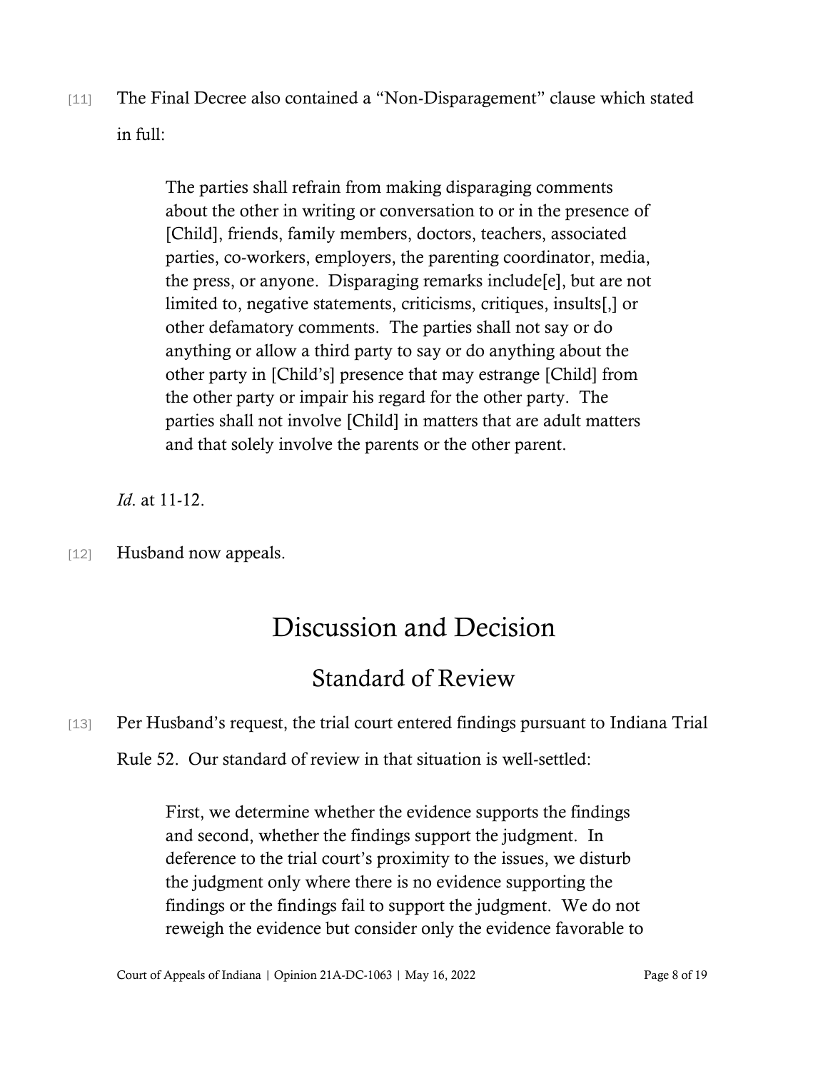[11] The Final Decree also contained a "Non-Disparagement" clause which stated in full:

> The parties shall refrain from making disparaging comments about the other in writing or conversation to or in the presence of [Child], friends, family members, doctors, teachers, associated parties, co-workers, employers, the parenting coordinator, media, the press, or anyone. Disparaging remarks include[e], but are not limited to, negative statements, criticisms, critiques, insults[,] or other defamatory comments. The parties shall not say or do anything or allow a third party to say or do anything about the other party in [Child's] presence that may estrange [Child] from the other party or impair his regard for the other party. The parties shall not involve [Child] in matters that are adult matters and that solely involve the parents or the other parent.

*Id*. at 11-12.

[12] Husband now appeals.

# Discussion and Decision

## Standard of Review

[13] Per Husband's request, the trial court entered findings pursuant to Indiana Trial Rule 52. Our standard of review in that situation is well-settled:

> First, we determine whether the evidence supports the findings and second, whether the findings support the judgment. In deference to the trial court's proximity to the issues, we disturb the judgment only where there is no evidence supporting the findings or the findings fail to support the judgment. We do not reweigh the evidence but consider only the evidence favorable to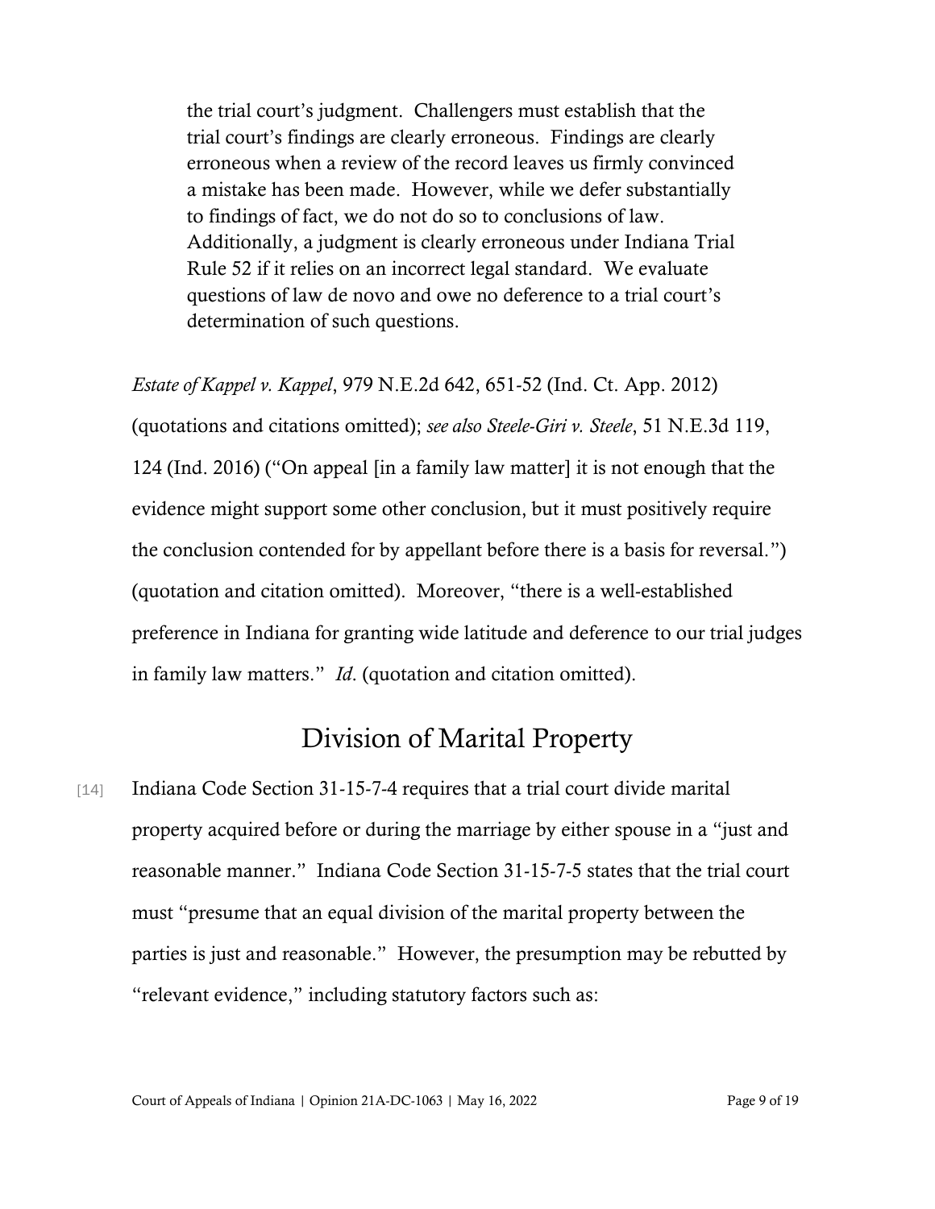> the trial court's judgment. Challengers must establish that the trial court's findings are clearly erroneous. Findings are clearly erroneous when a review of the record leaves us firmly convinced a mistake has been made. However, while we defer substantially to findings of fact, we do not do so to conclusions of law. Additionally, a judgment is clearly erroneous under Indiana Trial Rule 52 if it relies on an incorrect legal standard. We evaluate questions of law de novo and owe no deference to a trial court's determination of such questions.

*Estate of Kappel v. Kappel*, 979 N.E.2d 642, 651-52 (Ind. Ct. App. 2012) (quotations and citations omitted); *see also Steele-Giri v. Steele*, 51 N.E.3d 119, 124 (Ind. 2016) ("On appeal [in a family law matter] it is not enough that the evidence might support some other conclusion, but it must positively require the conclusion contended for by appellant before there is a basis for reversal.") (quotation and citation omitted). Moreover, "there is a well-established preference in Indiana for granting wide latitude and deference to our trial judges in family law matters." *Id*. (quotation and citation omitted).

## Division of Marital Property

[14] Indiana Code Section 31-15-7-4 requires that a trial court divide marital property acquired before or during the marriage by either spouse in a "just and reasonable manner." Indiana Code Section 31-15-7-5 states that the trial court must "presume that an equal division of the marital property between the parties is just and reasonable." However, the presumption may be rebutted by "relevant evidence," including statutory factors such as: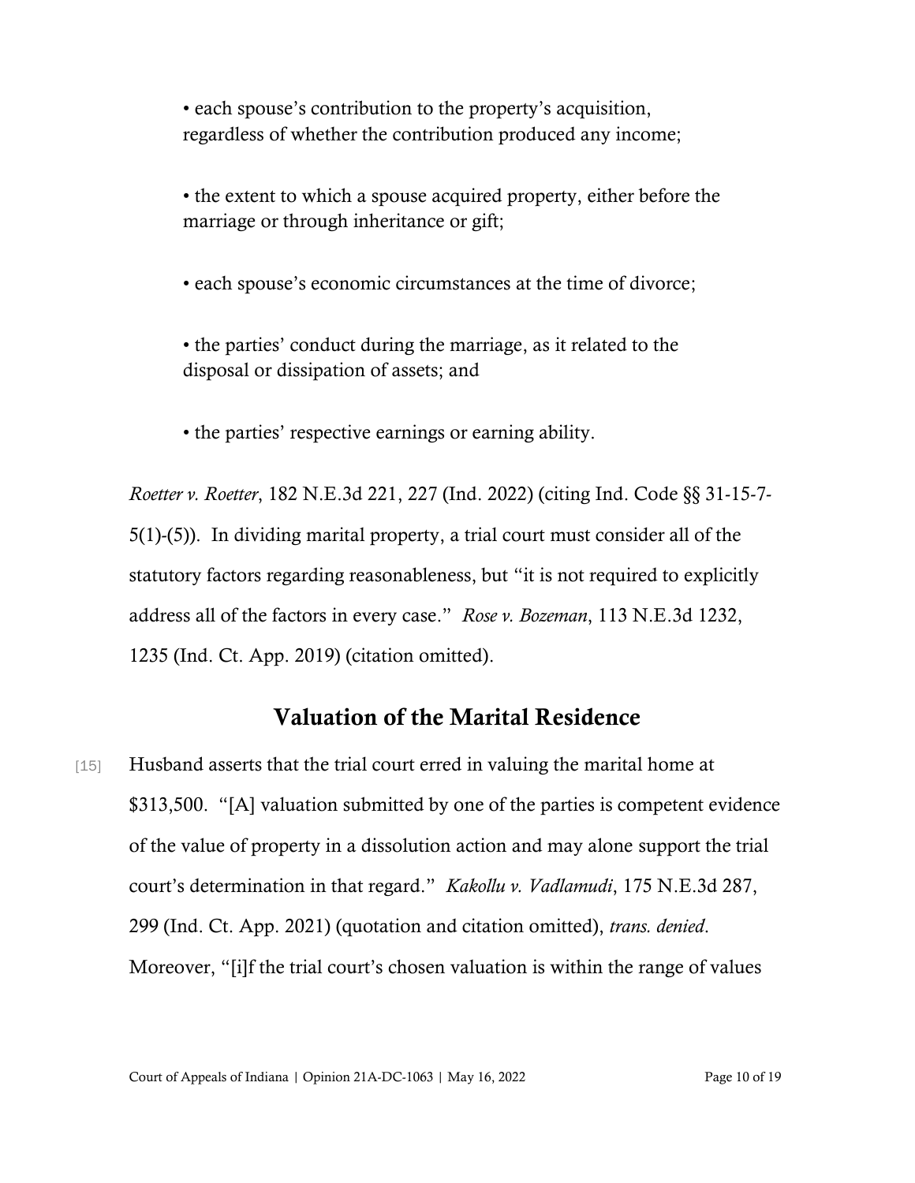- each spouse's contribution to the property's acquisition, regardless of whether the contribution produced any income;
- the extent to which a spouse acquired property, either before the marriage or through inheritance or gift;
- each spouse's economic circumstances at the time of divorce;
- the parties' conduct during the marriage, as it related to the disposal or dissipation of assets; and
- the parties' respective earnings or earning ability.

*Roetter v. Roetter*, 182 N.E.3d 221, 227 (Ind. 2022) (citing Ind. Code §§ 31-15-7-5(1)-(5)). In dividing marital property, a trial court must consider all of the statutory factors regarding reasonableness, but "it is not required to explicitly address all of the factors in every case." *Rose v. Bozeman*, 113 N.E.3d 1232, 1235 (Ind. Ct. App. 2019) (citation omitted).

## Valuation of the Marital Residence

[15] Husband asserts that the trial court erred in valuing the marital home at $313,500. "[A] valuation submitted by one of the parties is competent evidence of the value of property in a dissolution action and may alone support the trial court's determination in that regard." *Kakollu v. Vadlamudi*, 175 N.E.3d 287, 299 (Ind. Ct. App. 2021) (quotation and citation omitted), *trans. denied*. Moreover, "[i]f the trial court's chosen valuation is within the range of values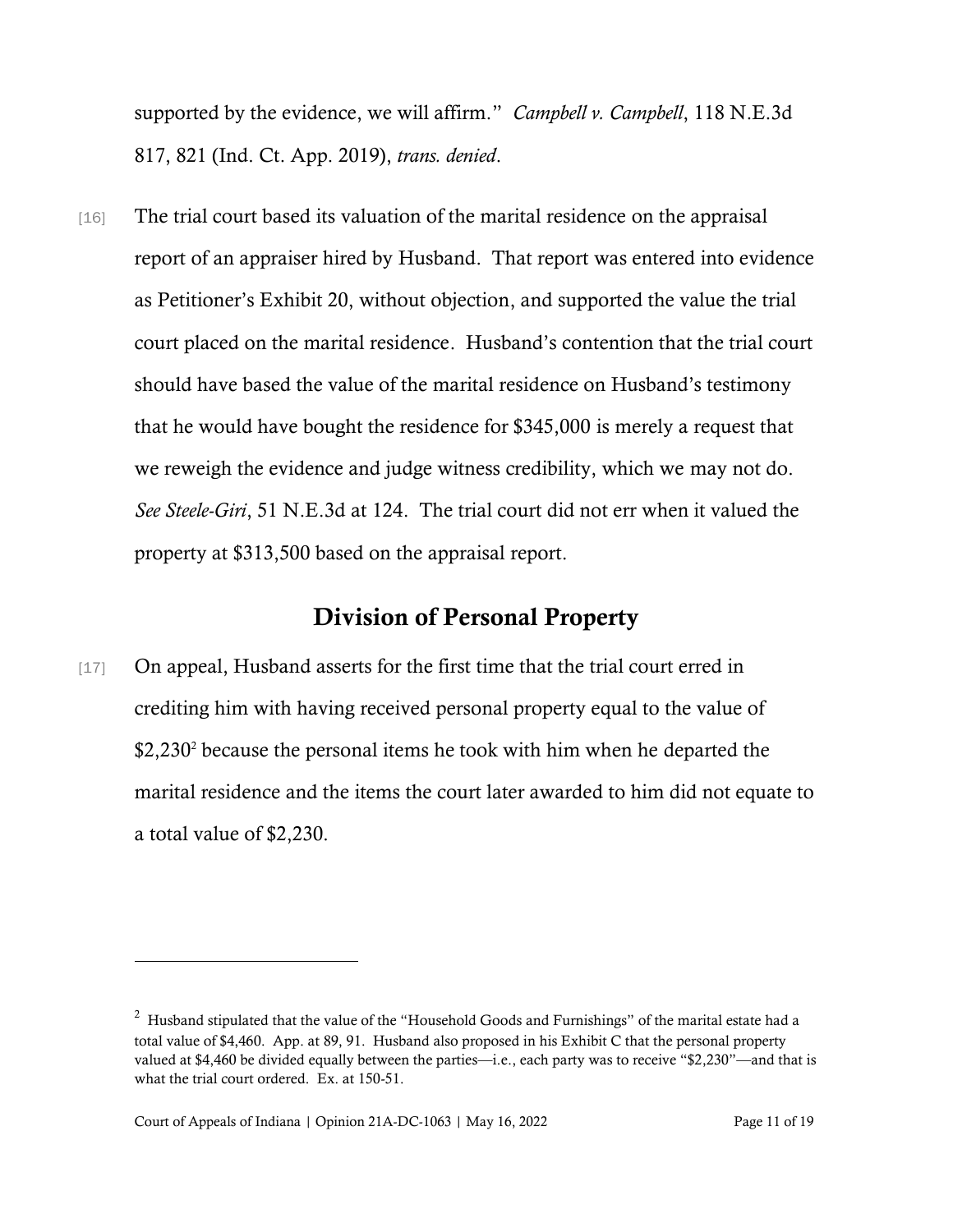supported by the evidence, we will affirm." *Campbell v. Campbell*, 118 N.E.3d 817, 821 (Ind. Ct. App. 2019), *trans. denied*.

[16] The trial court based its valuation of the marital residence on the appraisal report of an appraiser hired by Husband. That report was entered into evidence as Petitioner's Exhibit 20, without objection, and supported the value the trial court placed on the marital residence. Husband's contention that the trial court should have based the value of the marital residence on Husband's testimony that he would have bought the residence for $345,000 is merely a request that we reweigh the evidence and judge witness credibility, which we may not do. *See Steele-Giri*, 51 N.E.3d at 124. The trial court did not err when it valued the property at $313,500 based on the appraisal report.

## Division of Personal Property

[17] On appeal, Husband asserts for the first time that the trial court erred in crediting him with having received personal property equal to the value of $2,230[2] because the personal items he took with him when he departed the marital residence and the items the court later awarded to him did not equate to a total value of $2,230.

---

[2] Husband stipulated that the value of the "Household Goods and Furnishings" of the marital estate had a total value of $4,460. App. at 89, 91. Husband also proposed in his Exhibit C that the personal property valued at $4,460 be divided equally between the parties—i.e., each party was to receive "$2,230"—and that is what the trial court ordered. Ex. at 150-51.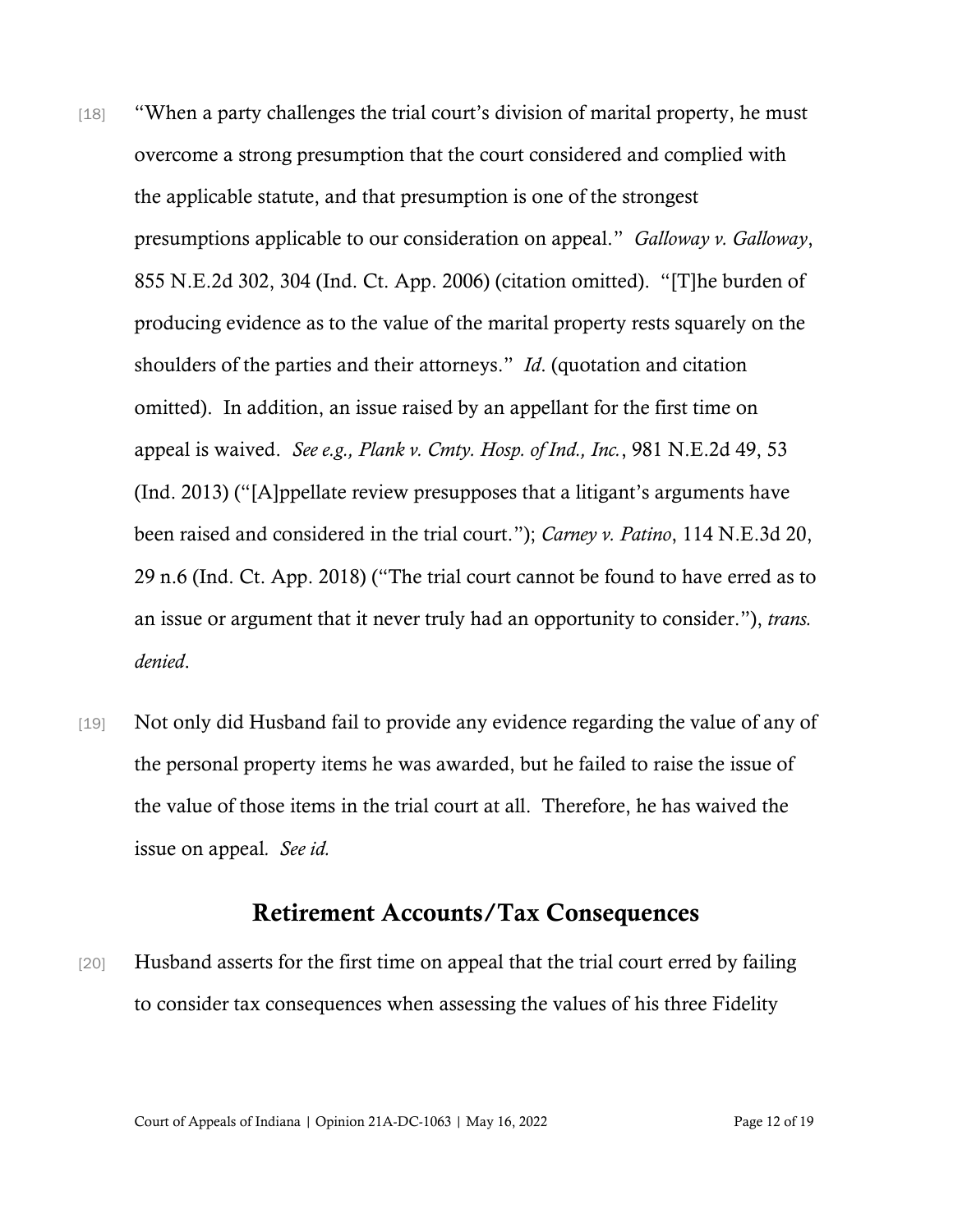[18] "When a party challenges the trial court's division of marital property, he must overcome a strong presumption that the court considered and complied with the applicable statute, and that presumption is one of the strongest presumptions applicable to our consideration on appeal." *Galloway v. Galloway*, 855 N.E.2d 302, 304 (Ind. Ct. App. 2006) (citation omitted). "[T]he burden of producing evidence as to the value of the marital property rests squarely on the shoulders of the parties and their attorneys." *Id*. (quotation and citation omitted). In addition, an issue raised by an appellant for the first time on appeal is waived. *See e.g., Plank v. Cmty. Hosp. of Ind., Inc.*, 981 N.E.2d 49, 53 (Ind. 2013) ("[A]ppellate review presupposes that a litigant's arguments have been raised and considered in the trial court."); *Carney v. Patino*, 114 N.E.3d 20, 29 n.6 (Ind. Ct. App. 2018) ("The trial court cannot be found to have erred as to an issue or argument that it never truly had an opportunity to consider."), *trans. denied*.

[19] Not only did Husband fail to provide any evidence regarding the value of any of the personal property items he was awarded, but he failed to raise the issue of the value of those items in the trial court at all. Therefore, he has waived the issue on appeal. *See id.*

## Retirement Accounts/Tax Consequences

[20] Husband asserts for the first time on appeal that the trial court erred by failing to consider tax consequences when assessing the values of his three Fidelity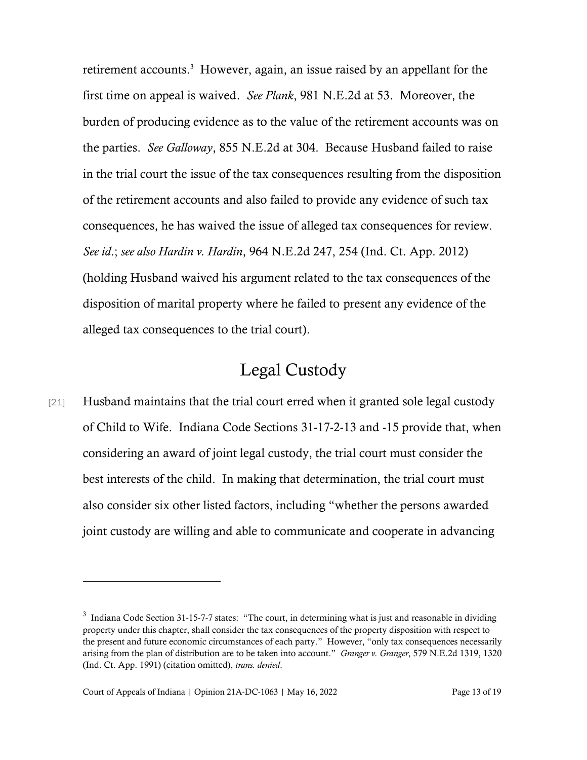retirement accounts.[3] However, again, an issue raised by an appellant for the first time on appeal is waived. *See Plank*, 981 N.E.2d at 53. Moreover, the burden of producing evidence as to the value of the retirement accounts was on the parties. *See Galloway*, 855 N.E.2d at 304. Because Husband failed to raise in the trial court the issue of the tax consequences resulting from the disposition of the retirement accounts and also failed to provide any evidence of such tax consequences, he has waived the issue of alleged tax consequences for review. *See id*.; *see also Hardin v. Hardin*, 964 N.E.2d 247, 254 (Ind. Ct. App. 2012) (holding Husband waived his argument related to the tax consequences of the disposition of marital property where he failed to present any evidence of the alleged tax consequences to the trial court).

## Legal Custody

[21] Husband maintains that the trial court erred when it granted sole legal custody of Child to Wife. Indiana Code Sections 31-17-2-13 and -15 provide that, when considering an award of joint legal custody, the trial court must consider the best interests of the child. In making that determination, the trial court must also consider six other listed factors, including "whether the persons awarded joint custody are willing and able to communicate and cooperate in advancing

---

[3] Indiana Code Section 31-15-7-7 states: "The court, in determining what is just and reasonable in dividing property under this chapter, shall consider the tax consequences of the property disposition with respect to the present and future economic circumstances of each party." However, "only tax consequences necessarily arising from the plan of distribution are to be taken into account." *Granger v. Granger*, 579 N.E.2d 1319, 1320 (Ind. Ct. App. 1991) (citation omitted), *trans. denied*.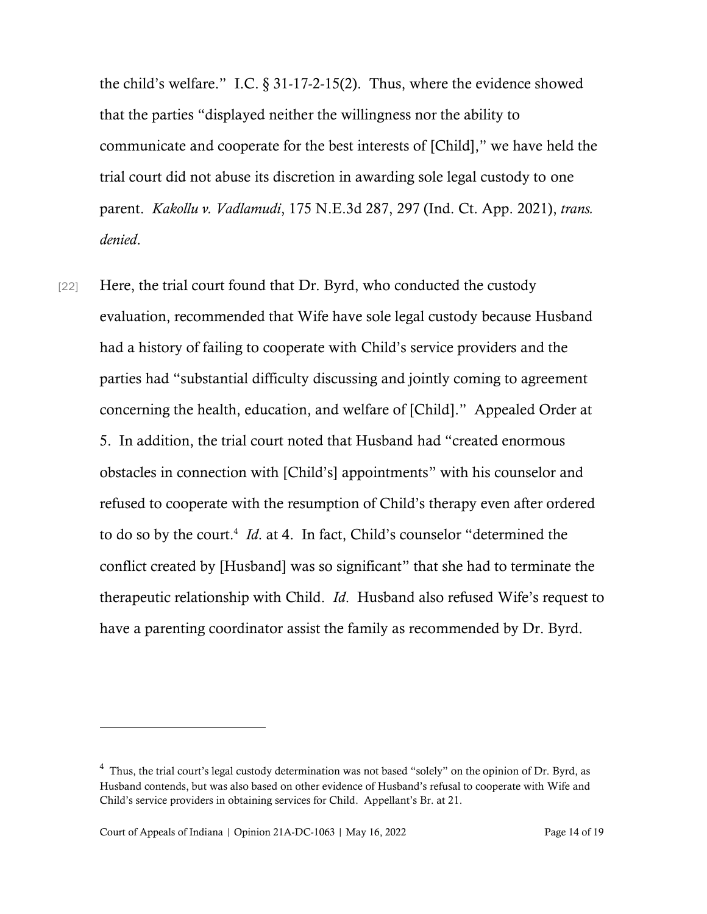the child's welfare." I.C. § 31-17-2-15(2). Thus, where the evidence showed that the parties "displayed neither the willingness nor the ability to communicate and cooperate for the best interests of [Child]," we have held the trial court did not abuse its discretion in awarding sole legal custody to one parent. *Kakollu v. Vadlamudi*, 175 N.E.3d 287, 297 (Ind. Ct. App. 2021), *trans. denied*.

[22] Here, the trial court found that Dr. Byrd, who conducted the custody evaluation, recommended that Wife have sole legal custody because Husband had a history of failing to cooperate with Child's service providers and the parties had "substantial difficulty discussing and jointly coming to agreement concerning the health, education, and welfare of [Child]." Appealed Order at 5. In addition, the trial court noted that Husband had "created enormous obstacles in connection with [Child's] appointments" with his counselor and refused to cooperate with the resumption of Child's therapy even after ordered to do so by the court.[4] *Id*. at 4. In fact, Child's counselor "determined the conflict created by [Husband] was so significant" that she had to terminate the therapeutic relationship with Child. *Id*. Husband also refused Wife's request to have a parenting coordinator assist the family as recommended by Dr. Byrd.

---

[4] Thus, the trial court's legal custody determination was not based "solely" on the opinion of Dr. Byrd, as Husband contends, but was also based on other evidence of Husband's refusal to cooperate with Wife and Child's service providers in obtaining services for Child. Appellant's Br. at 21.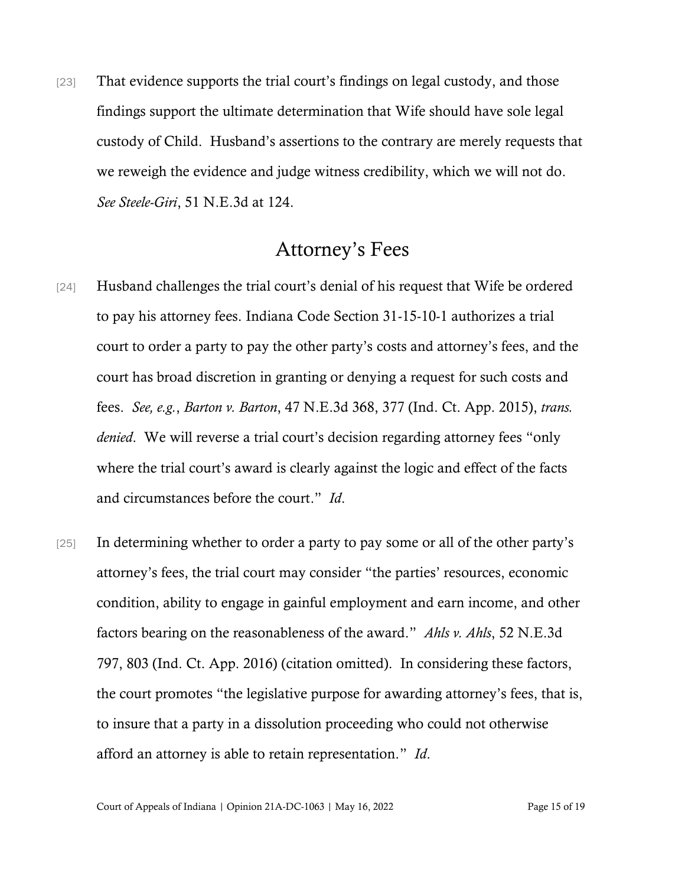[23] That evidence supports the trial court's findings on legal custody, and those findings support the ultimate determination that Wife should have sole legal custody of Child. Husband's assertions to the contrary are merely requests that we reweigh the evidence and judge witness credibility, which we will not do. *See Steele-Giri*, 51 N.E.3d at 124.

## Attorney's Fees

[24] Husband challenges the trial court's denial of his request that Wife be ordered to pay his attorney fees. Indiana Code Section 31-15-10-1 authorizes a trial court to order a party to pay the other party's costs and attorney's fees, and the court has broad discretion in granting or denying a request for such costs and fees. *See, e.g.*, *Barton v. Barton*, 47 N.E.3d 368, 377 (Ind. Ct. App. 2015), *trans. denied*. We will reverse a trial court's decision regarding attorney fees "only where the trial court's award is clearly against the logic and effect of the facts and circumstances before the court." *Id.*

[25] In determining whether to order a party to pay some or all of the other party's attorney's fees, the trial court may consider "the parties' resources, economic condition, ability to engage in gainful employment and earn income, and other factors bearing on the reasonableness of the award." *Ahls v. Ahls*, 52 N.E.3d 797, 803 (Ind. Ct. App. 2016) (citation omitted). In considering these factors, the court promotes "the legislative purpose for awarding attorney's fees, that is, to insure that a party in a dissolution proceeding who could not otherwise afford an attorney is able to retain representation." *Id.*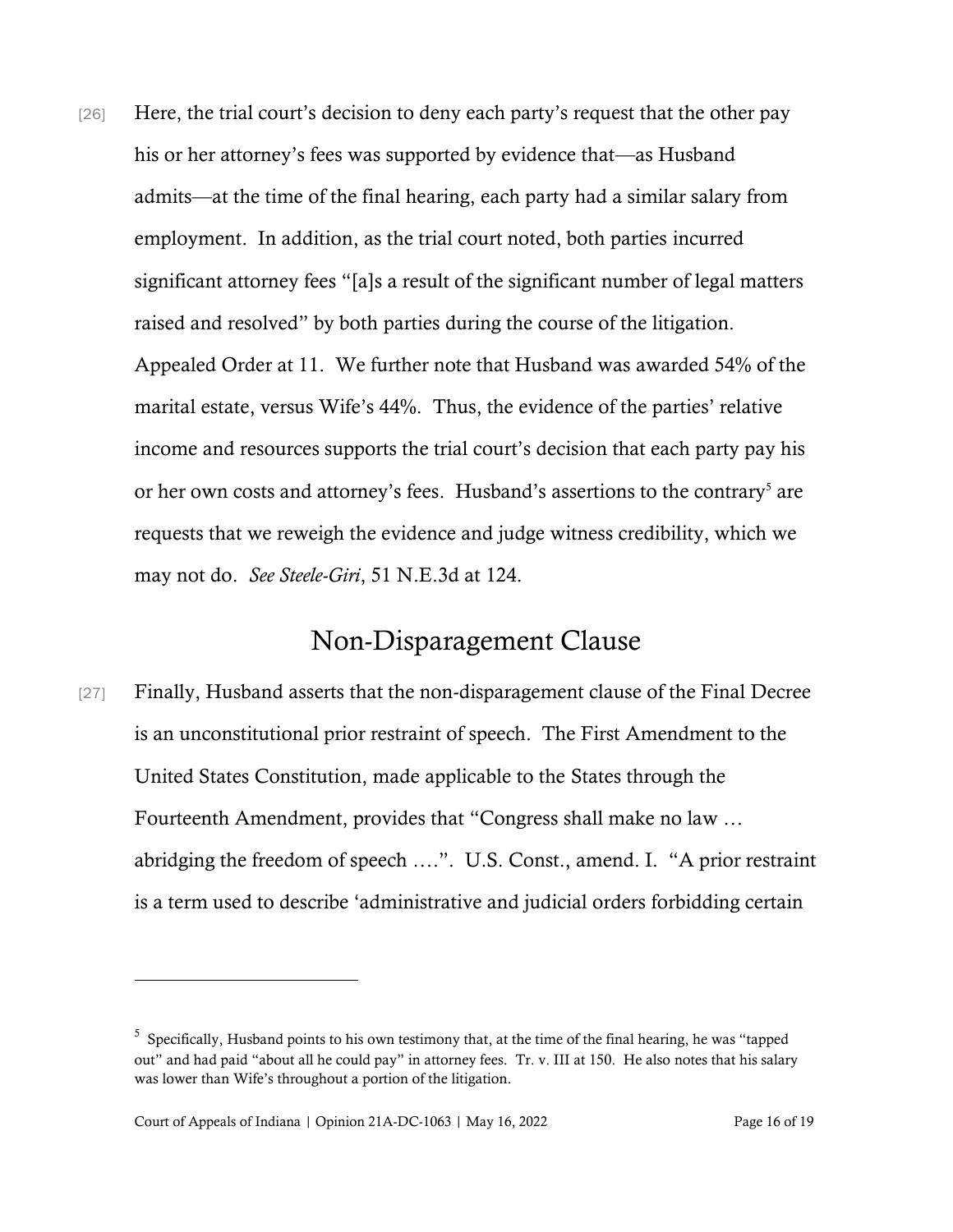[26] Here, the trial court's decision to deny each party's request that the other pay his or her attorney's fees was supported by evidence that—as Husband admits—at the time of the final hearing, each party had a similar salary from employment. In addition, as the trial court noted, both parties incurred significant attorney fees "[a]s a result of the significant number of legal matters raised and resolved" by both parties during the course of the litigation. Appealed Order at 11. We further note that Husband was awarded 54% of the marital estate, versus Wife's 44%. Thus, the evidence of the parties' relative income and resources supports the trial court's decision that each party pay his or her own costs and attorney's fees. Husband's assertions to the contrary[5] are requests that we reweigh the evidence and judge witness credibility, which we may not do. *See Steele-Giri*, 51 N.E.3d at 124.

## Non-Disparagement Clause

[27] Finally, Husband asserts that the non-disparagement clause of the Final Decree is an unconstitutional prior restraint of speech. The First Amendment to the United States Constitution, made applicable to the States through the Fourteenth Amendment, provides that "Congress shall make no law … abridging the freedom of speech ….". U.S. Const., amend. I. "A prior restraint is a term used to describe 'administrative and judicial orders forbidding certain

---

[5] Specifically, Husband points to his own testimony that, at the time of the final hearing, he was "tapped out" and had paid "about all he could pay" in attorney fees. Tr. v. III at 150. He also notes that his salary was lower than Wife's throughout a portion of the litigation.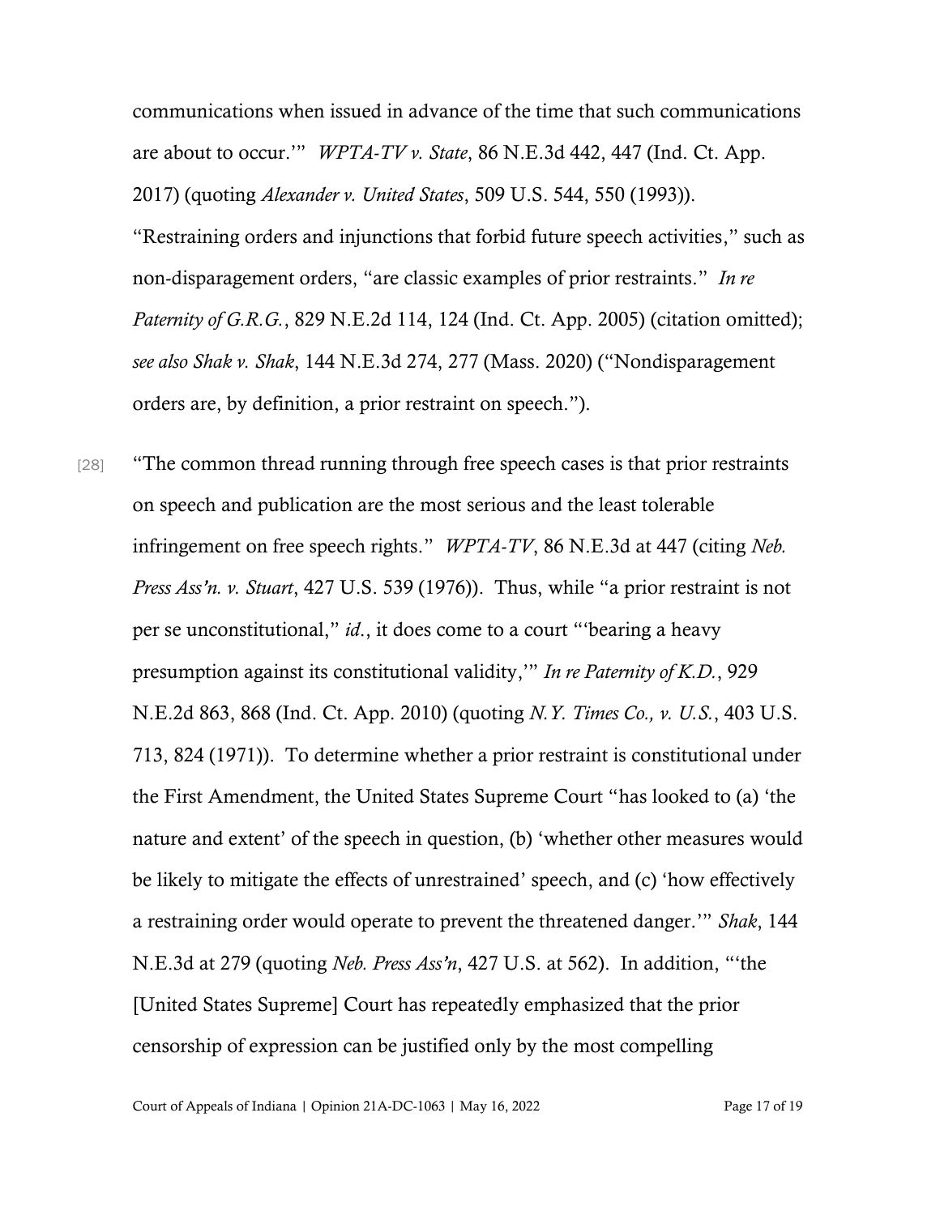communications when issued in advance of the time that such communications are about to occur.'" *WPTA-TV v. State*, 86 N.E.3d 442, 447 (Ind. Ct. App. 2017) (quoting *Alexander v. United States*, 509 U.S. 544, 550 (1993)). "Restraining orders and injunctions that forbid future speech activities," such as non-disparagement orders, "are classic examples of prior restraints." *In re Paternity of G.R.G.*, 829 N.E.2d 114, 124 (Ind. Ct. App. 2005) (citation omitted); *see also Shak v. Shak*, 144 N.E.3d 274, 277 (Mass. 2020) ("Nondisparagement orders are, by definition, a prior restraint on speech.").

[28] "The common thread running through free speech cases is that prior restraints on speech and publication are the most serious and the least tolerable infringement on free speech rights." *WPTA-TV*, 86 N.E.3d at 447 (citing *Neb. Press Ass'n. v. Stuart*, 427 U.S. 539 (1976)). Thus, while "a prior restraint is not per se unconstitutional," *id.*, it does come to a court "'bearing a heavy presumption against its constitutional validity,'" *In re Paternity of K.D.*, 929 N.E.2d 863, 868 (Ind. Ct. App. 2010) (quoting *N.Y. Times Co., v. U.S.*, 403 U.S. 713, 824 (1971)). To determine whether a prior restraint is constitutional under the First Amendment, the United States Supreme Court "has looked to (a) 'the nature and extent' of the speech in question, (b) 'whether other measures would be likely to mitigate the effects of unrestrained' speech, and (c) 'how effectively a restraining order would operate to prevent the threatened danger.'" *Shak*, 144 N.E.3d at 279 (quoting *Neb. Press Ass'n*, 427 U.S. at 562). In addition, "'the [United States Supreme] Court has repeatedly emphasized that the prior censorship of expression can be justified only by the most compelling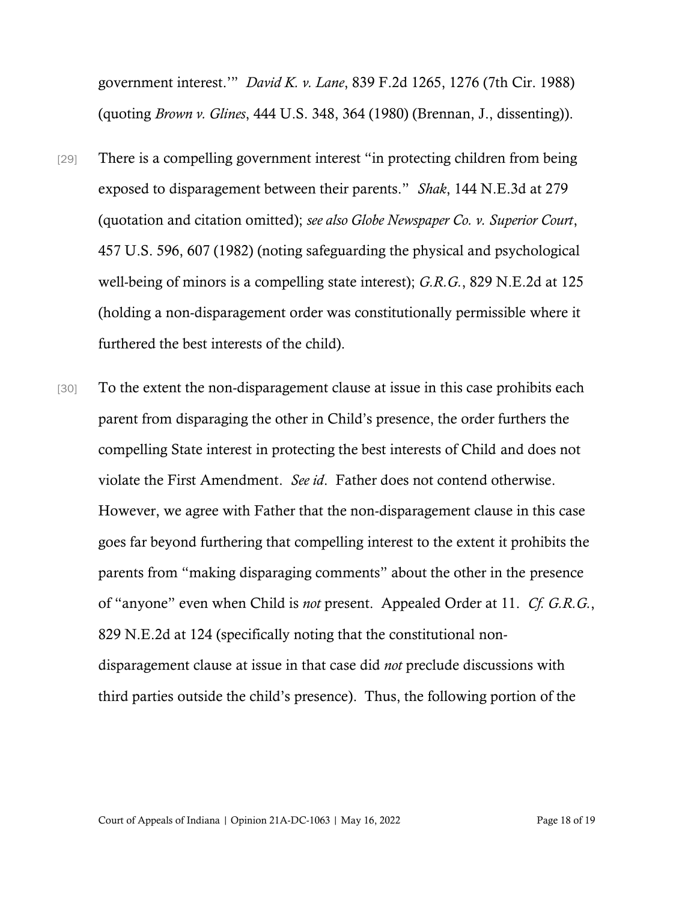government interest.'" *David K. v. Lane*, 839 F.2d 1265, 1276 (7th Cir. 1988) (quoting *Brown v. Glines*, 444 U.S. 348, 364 (1980) (Brennan, J., dissenting)).

[29] There is a compelling government interest "in protecting children from being exposed to disparagement between their parents." *Shak*, 144 N.E.3d at 279 (quotation and citation omitted); *see also Globe Newspaper Co. v. Superior Court*, 457 U.S. 596, 607 (1982) (noting safeguarding the physical and psychological well-being of minors is a compelling state interest); *G.R.G.*, 829 N.E.2d at 125 (holding a non-disparagement order was constitutionally permissible where it furthered the best interests of the child).

[30] To the extent the non-disparagement clause at issue in this case prohibits each parent from disparaging the other in Child's presence, the order furthers the compelling State interest in protecting the best interests of Child and does not violate the First Amendment. *See id*. Father does not contend otherwise. However, we agree with Father that the non-disparagement clause in this case goes far beyond furthering that compelling interest to the extent it prohibits the parents from "making disparaging comments" about the other in the presence of "anyone" even when Child is *not* present. Appealed Order at 11. *Cf. G.R.G.*, 829 N.E.2d at 124 (specifically noting that the constitutional non-disparagement clause at issue in that case did *not* preclude discussions with third parties outside the child's presence). Thus, the following portion of the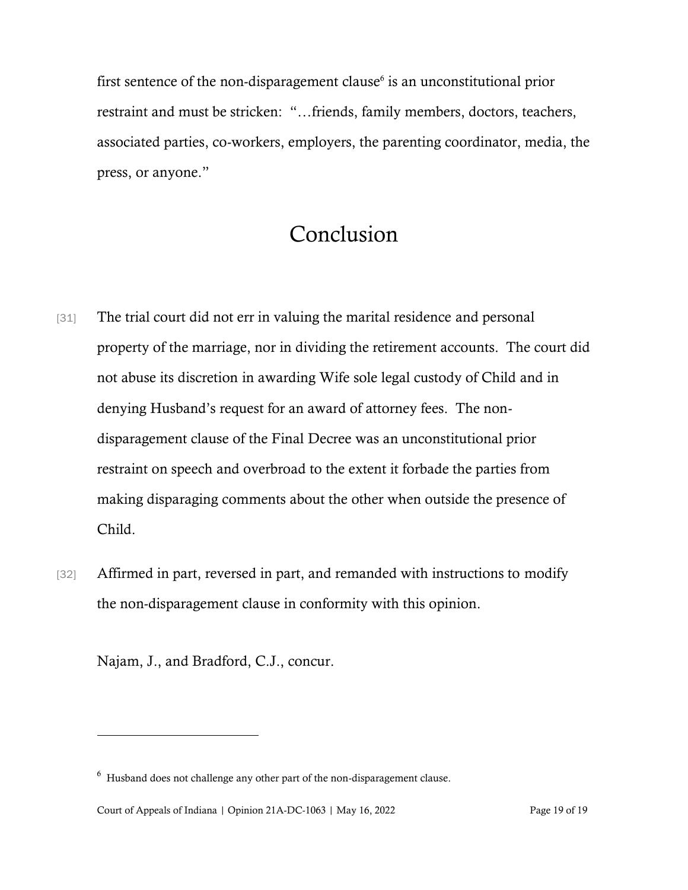first sentence of the non-disparagement clause[6] is an unconstitutional prior restraint and must be stricken: "…friends, family members, doctors, teachers, associated parties, co-workers, employers, the parenting coordinator, media, the press, or anyone."

# Conclusion

[31] The trial court did not err in valuing the marital residence and personal property of the marriage, nor in dividing the retirement accounts. The court did not abuse its discretion in awarding Wife sole legal custody of Child and in denying Husband's request for an award of attorney fees. The non-disparagement clause of the Final Decree was an unconstitutional prior restraint on speech and overbroad to the extent it forbade the parties from making disparaging comments about the other when outside the presence of Child.

[32] Affirmed in part, reversed in part, and remanded with instructions to modify the non-disparagement clause in conformity with this opinion.

Najam, J., and Bradford, C.J., concur.

---

[6] Husband does not challenge any other part of the non-disparagement clause.